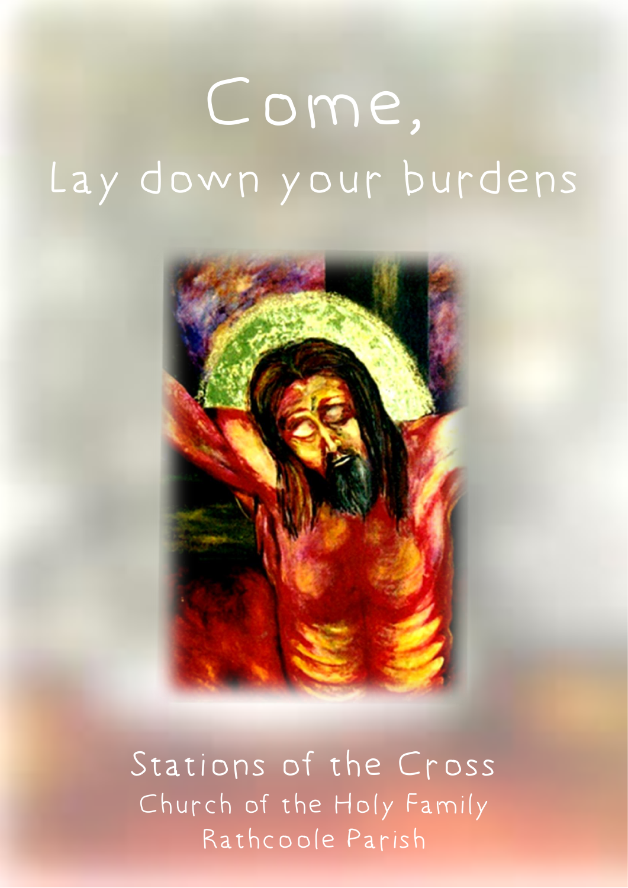# Come,
# Lay down your burdens

## Stations of the Cross

Church of the Holy Family

Rathcoole Parish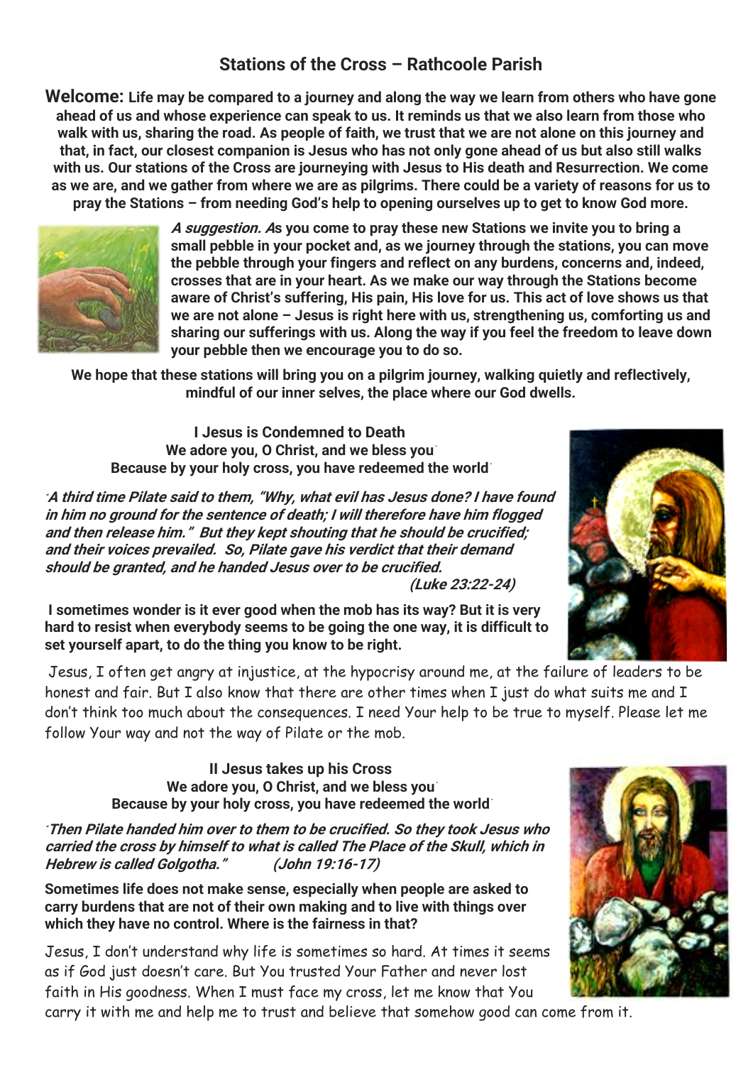## Stations of the Cross – Rathcoole Parish

**Welcome: Life may be compared to a journey and along the way we learn from others who have gone ahead of us and whose experience can speak to us. It reminds us that we also learn from those who walk with us, sharing the road. As people of faith, we trust that we are not alone on this journey and that, in fact, our closest companion is Jesus who has not only gone ahead of us but also still walks with us. Our stations of the Cross are journeying with Jesus to His death and Resurrection. We come as we are, and we gather from where we are as pilgrims. There could be a variety of reasons for us to pray the Stations – from needing God's help to opening ourselves up to get to know God more.**

***A suggestion. A*****s you come to pray these new Stations we invite you to bring a small pebble in your pocket and, as we journey through the stations, you can move the pebble through your fingers and reflect on any burdens, concerns and, indeed, crosses that are in your heart. As we make our way through the Stations become aware of Christ's suffering, His pain, His love for us. This act of love shows us that we are not alone – Jesus is right here with us, strengthening us, comforting us and sharing our sufferings with us. Along the way if you feel the freedom to leave down your pebble then we encourage you to do so.**

**We hope that these stations will bring you on a pilgrim journey, walking quietly and reflectively, mindful of our inner selves, the place where our God dwells.**

### I Jesus is Condemned to Death

**We adore you, O Christ, and we bless you**
**Because by your holy cross, you have redeemed the world**

***A third time Pilate said to them, "Why, what evil has Jesus done? I have found in him no ground for the sentence of death; I will therefore have him flogged and then release him." But they kept shouting that he should be crucified; and their voices prevailed. So, Pilate gave his verdict that their demand should be granted, and he handed Jesus over to be crucified.***
***(Luke 23:22-24)***

**I sometimes wonder is it ever good when the mob has its way? But it is very hard to resist when everybody seems to be going the one way, it is difficult to set yourself apart, to do the thing you know to be right.**

Jesus, I often get angry at injustice, at the hypocrisy around me, at the failure of leaders to be honest and fair. But I also know that there are other times when I just do what suits me and I don't think too much about the consequences. I need Your help to be true to myself. Please let me follow Your way and not the way of Pilate or the mob.

### II Jesus takes up his Cross

**We adore you, O Christ, and we bless you**
**Because by your holy cross, you have redeemed the world**

***"Then Pilate handed him over to them to be crucified. So they took Jesus who carried the cross by himself to what is called The Place of the Skull, which in Hebrew is called Golgotha."*** ***(John 19:16-17)***

**Sometimes life does not make sense, especially when people are asked to carry burdens that are not of their own making and to live with things over which they have no control. Where is the fairness in that?**

Jesus, I don't understand why life is sometimes so hard. At times it seems as if God just doesn't care. But You trusted Your Father and never lost faith in His goodness. When I must face my cross, let me know that You carry it with me and help me to trust and believe that somehow good can come from it.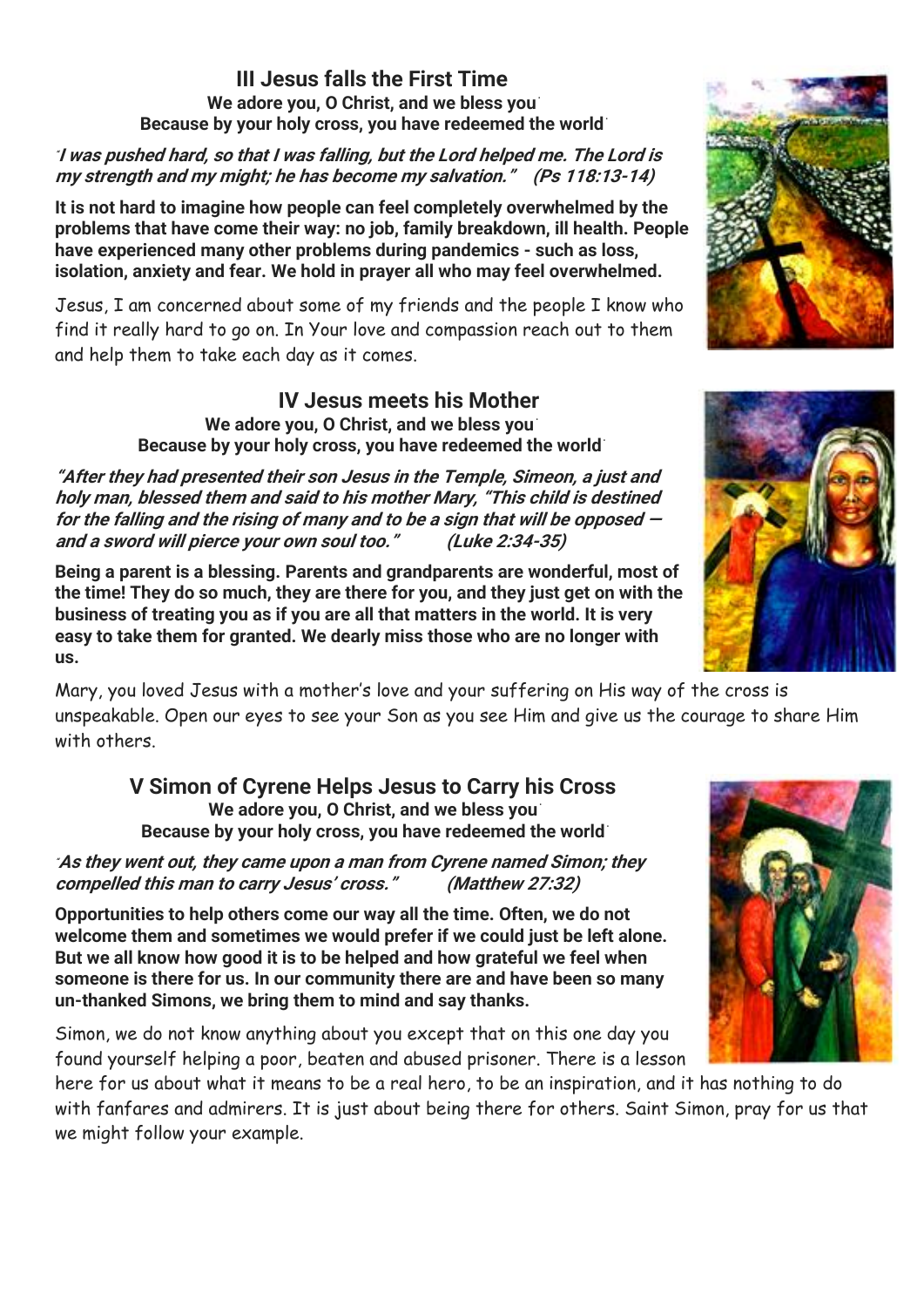## III Jesus falls the First Time

**We adore you, O Christ, and we bless you**
**Because by your holy cross, you have redeemed the world**

***"I was pushed hard, so that I was falling, but the Lord helped me. The Lord is my strength and my might; he has become my salvation." (Ps 118:13-14)***

**It is not hard to imagine how people can feel completely overwhelmed by the problems that have come their way: no job, family breakdown, ill health. People have experienced many other problems during pandemics - such as loss, isolation, anxiety and fear. We hold in prayer all who may feel overwhelmed.**

Jesus, I am concerned about some of my friends and the people I know who find it really hard to go on. In Your love and compassion reach out to them and help them to take each day as it comes.

## IV Jesus meets his Mother

**We adore you, O Christ, and we bless you**
**Because by your holy cross, you have redeemed the world**

***"After they had presented their son Jesus in the Temple, Simeon, a just and holy man, blessed them and said to his mother Mary, "This child is destined for the falling and the rising of many and to be a sign that will be opposed — and a sword will pierce your own soul too." (Luke 2:34-35)***

**Being a parent is a blessing. Parents and grandparents are wonderful, most of the time! They do so much, they are there for you, and they just get on with the business of treating you as if you are all that matters in the world. It is very easy to take them for granted. We dearly miss those who are no longer with us.**

Mary, you loved Jesus with a mother's love and your suffering on His way of the cross is unspeakable. Open our eyes to see your Son as you see Him and give us the courage to share Him with others.

## V Simon of Cyrene Helps Jesus to Carry his Cross

**We adore you, O Christ, and we bless you**
**Because by your holy cross, you have redeemed the world**

***"As they went out, they came upon a man from Cyrene named Simon; they compelled this man to carry Jesus' cross." (Matthew 27:32)***

**Opportunities to help others come our way all the time. Often, we do not welcome them and sometimes we would prefer if we could just be left alone. But we all know how good it is to be helped and how grateful we feel when someone is there for us. In our community there are and have been so many un-thanked Simons, we bring them to mind and say thanks.**

Simon, we do not know anything about you except that on this one day you found yourself helping a poor, beaten and abused prisoner. There is a lesson here for us about what it means to be a real hero, to be an inspiration, and it has nothing to do with fanfares and admirers. It is just about being there for others. Saint Simon, pray for us that we might follow your example.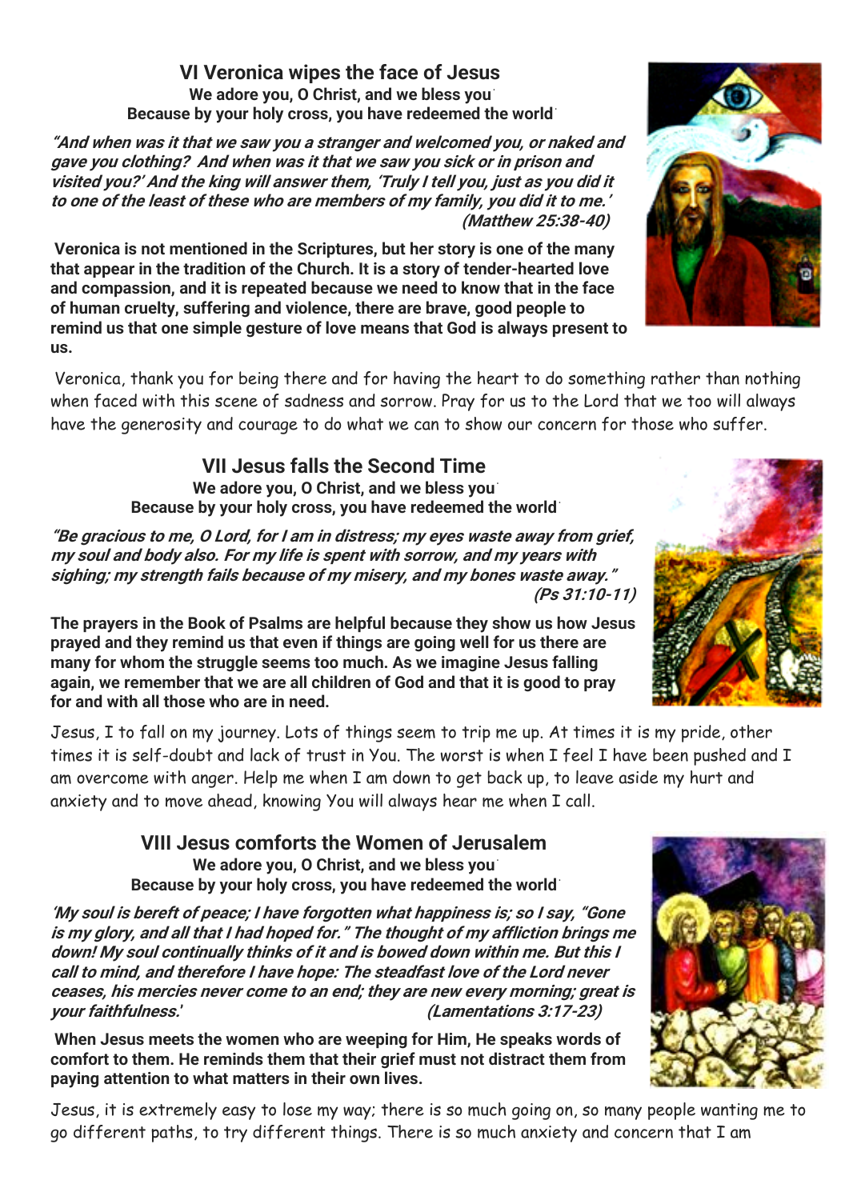## VI Veronica wipes the face of Jesus

**We adore you, O Christ, and we bless you**
**Because by your holy cross, you have redeemed the world**

***"And when was it that we saw you a stranger and welcomed you, or naked and gave you clothing? And when was it that we saw you sick or in prison and visited you?' And the king will answer them, 'Truly I tell you, just as you did it to one of the least of these who are members of my family, you did it to me.'*** ***(Matthew 25:38-40)***

**Veronica is not mentioned in the Scriptures, but her story is one of the many that appear in the tradition of the Church. It is a story of tender-hearted love and compassion, and it is repeated because we need to know that in the face of human cruelty, suffering and violence, there are brave, good people to remind us that one simple gesture of love means that God is always present to us.**

Veronica, thank you for being there and for having the heart to do something rather than nothing when faced with this scene of sadness and sorrow. Pray for us to the Lord that we too will always have the generosity and courage to do what we can to show our concern for those who suffer.

## VII Jesus falls the Second Time

**We adore you, O Christ, and we bless you**
**Because by your holy cross, you have redeemed the world**

***"Be gracious to me, O Lord, for I am in distress; my eyes waste away from grief, my soul and body also. For my life is spent with sorrow, and my years with sighing; my strength fails because of my misery, and my bones waste away."*** ***(Ps 31:10-11)***

**The prayers in the Book of Psalms are helpful because they show us how Jesus prayed and they remind us that even if things are going well for us there are many for whom the struggle seems too much. As we imagine Jesus falling again, we remember that we are all children of God and that it is good to pray for and with all those who are in need.**

Jesus, I to fall on my journey. Lots of things seem to trip me up. At times it is my pride, other times it is self-doubt and lack of trust in You. The worst is when I feel I have been pushed and I am overcome with anger. Help me when I am down to get back up, to leave aside my hurt and anxiety and to move ahead, knowing You will always hear me when I call.

## VIII Jesus comforts the Women of Jerusalem

**We adore you, O Christ, and we bless you**
**Because by your holy cross, you have redeemed the world**

***'My soul is bereft of peace; I have forgotten what happiness is; so I say, "Gone is my glory, and all that I had hoped for." The thought of my affliction brings me down! My soul continually thinks of it and is bowed down within me. But this I call to mind, and therefore I have hope: The steadfast love of the Lord never ceases, his mercies never come to an end; they are new every morning; great is your faithfulness.'*** ***(Lamentations 3:17-23)***

**When Jesus meets the women who are weeping for Him, He speaks words of comfort to them. He reminds them that their grief must not distract them from paying attention to what matters in their own lives.**

Jesus, it is extremely easy to lose my way; there is so much going on, so many people wanting me to go different paths, to try different things. There is so much anxiety and concern that I am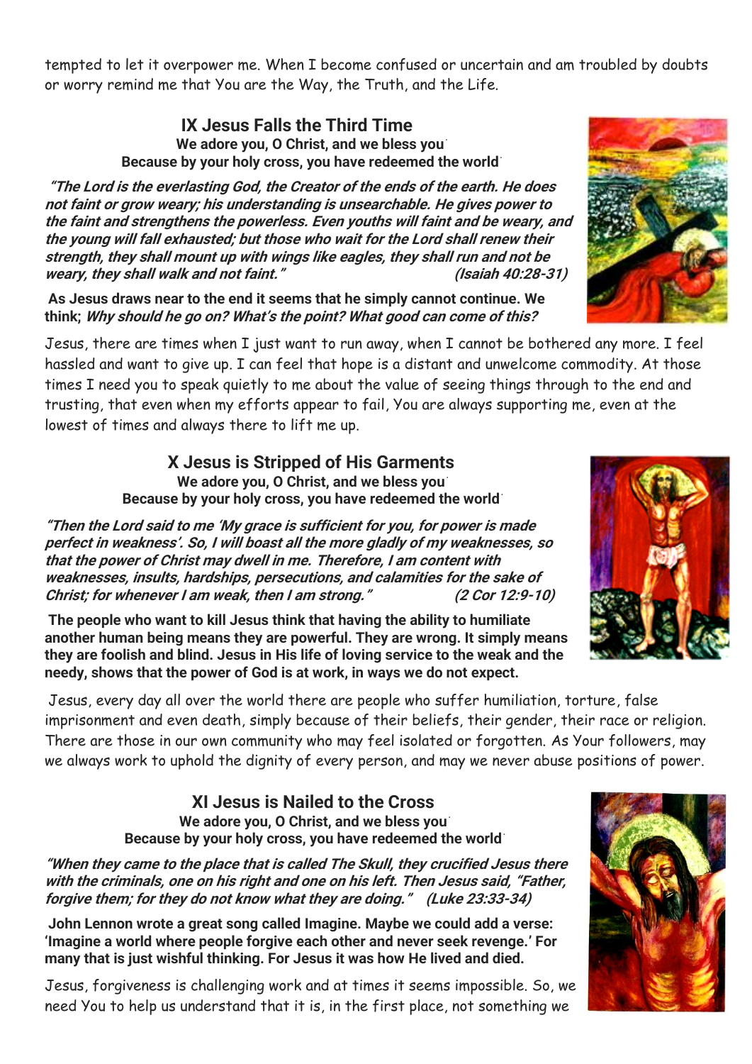tempted to let it overpower me. When I become confused or uncertain and am troubled by doubts or worry remind me that You are the Way, the Truth, and the Life.

## IX Jesus Falls the Third Time

**We adore you, O Christ, and we bless you**
**Because by your holy cross, you have redeemed the world**

***"The Lord is the everlasting God, the Creator of the ends of the earth. He does not faint or grow weary; his understanding is unsearchable. He gives power to the faint and strengthens the powerless. Even youths will faint and be weary, and the young will fall exhausted; but those who wait for the Lord shall renew their strength, they shall mount up with wings like eagles, they shall run and not be weary, they shall walk and not faint." (Isaiah 40:28-31)***

**As Jesus draws near to the end it seems that he simply cannot continue. We think; *Why should he go on? What's the point? What good can come of this?***

Jesus, there are times when I just want to run away, when I cannot be bothered any more. I feel hassled and want to give up. I can feel that hope is a distant and unwelcome commodity. At those times I need you to speak quietly to me about the value of seeing things through to the end and trusting, that even when my efforts appear to fail, You are always supporting me, even at the lowest of times and always there to lift me up.

## X Jesus is Stripped of His Garments

**We adore you, O Christ, and we bless you**
**Because by your holy cross, you have redeemed the world**

***"Then the Lord said to me 'My grace is sufficient for you, for power is made perfect in weakness'. So, I will boast all the more gladly of my weaknesses, so that the power of Christ may dwell in me. Therefore, I am content with weaknesses, insults, hardships, persecutions, and calamities for the sake of Christ; for whenever I am weak, then I am strong." (2 Cor 12:9-10)***

**The people who want to kill Jesus think that having the ability to humiliate another human being means they are powerful. They are wrong. It simply means they are foolish and blind. Jesus in His life of loving service to the weak and the needy, shows that the power of God is at work, in ways we do not expect.**

Jesus, every day all over the world there are people who suffer humiliation, torture, false imprisonment and even death, simply because of their beliefs, their gender, their race or religion. There are those in our own community who may feel isolated or forgotten. As Your followers, may we always work to uphold the dignity of every person, and may we never abuse positions of power.

## XI Jesus is Nailed to the Cross

**We adore you, O Christ, and we bless you**
**Because by your holy cross, you have redeemed the world**

***"When they came to the place that is called The Skull, they crucified Jesus there with the criminals, one on his right and one on his left. Then Jesus said, "Father, forgive them; for they do not know what they are doing." (Luke 23:33-34)***

**John Lennon wrote a great song called Imagine. Maybe we could add a verse: 'Imagine a world where people forgive each other and never seek revenge.' For many that is just wishful thinking. For Jesus it was how He lived and died.**

Jesus, forgiveness is challenging work and at times it seems impossible. So, we need You to help us understand that it is, in the first place, not something we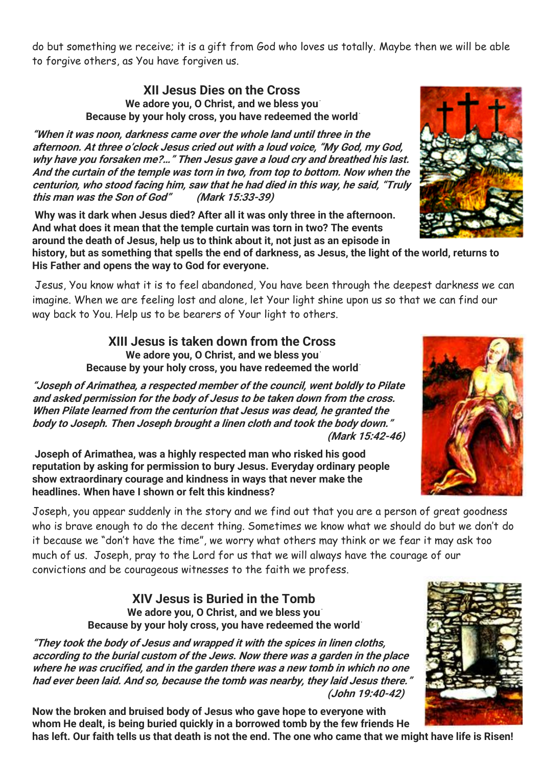do but something we receive; it is a gift from God who loves us totally. Maybe then we will be able to forgive others, as You have forgiven us.

## XII Jesus Dies on the Cross

**We adore you, O Christ, and we bless you.**
**Because by your holy cross, you have redeemed the world.**

***"When it was noon, darkness came over the whole land until three in the afternoon. At three o'clock Jesus cried out with a loud voice, "My God, my God, why have you forsaken me?..." Then Jesus gave a loud cry and breathed his last. And the curtain of the temple was torn in two, from top to bottom. Now when the centurion, who stood facing him, saw that he had died in this way, he said, "Truly this man was the Son of God" (Mark 15:33-39)***

**Why was it dark when Jesus died? After all it was only three in the afternoon. And what does it mean that the temple curtain was torn in two? The events around the death of Jesus, help us to think about it, not just as an episode in history, but as something that spells the end of darkness, as Jesus, the light of the world, returns to His Father and opens the way to God for everyone.**

Jesus, You know what it is to feel abandoned, You have been through the deepest darkness we can imagine. When we are feeling lost and alone, let Your light shine upon us so that we can find our way back to You. Help us to be bearers of Your light to others.

## XIII Jesus is taken down from the Cross

**We adore you, O Christ, and we bless you.**
**Because by your holy cross, you have redeemed the world.**

***"Joseph of Arimathea, a respected member of the council, went boldly to Pilate and asked permission for the body of Jesus to be taken down from the cross. When Pilate learned from the centurion that Jesus was dead, he granted the body to Joseph. Then Joseph brought a linen cloth and took the body down." (Mark 15:42-46)***

**Joseph of Arimathea, was a highly respected man who risked his good reputation by asking for permission to bury Jesus. Everyday ordinary people show extraordinary courage and kindness in ways that never make the headlines. When have I shown or felt this kindness?**

Joseph, you appear suddenly in the story and we find out that you are a person of great goodness who is brave enough to do the decent thing. Sometimes we know what we should do but we don't do it because we "don't have the time", we worry what others may think or we fear it may ask too much of us. Joseph, pray to the Lord for us that we will always have the courage of our convictions and be courageous witnesses to the faith we profess.

## XIV Jesus is Buried in the Tomb

**We adore you, O Christ, and we bless you.**
**Because by your holy cross, you have redeemed the world.**

***"They took the body of Jesus and wrapped it with the spices in linen cloths, according to the burial custom of the Jews. Now there was a garden in the place where he was crucified, and in the garden there was a new tomb in which no one had ever been laid. And so, because the tomb was nearby, they laid Jesus there." (John 19:40-42)***

**Now the broken and bruised body of Jesus who gave hope to everyone with whom He dealt, is being buried quickly in a borrowed tomb by the few friends He has left. Our faith tells us that death is not the end. The one who came that we might have life is Risen!**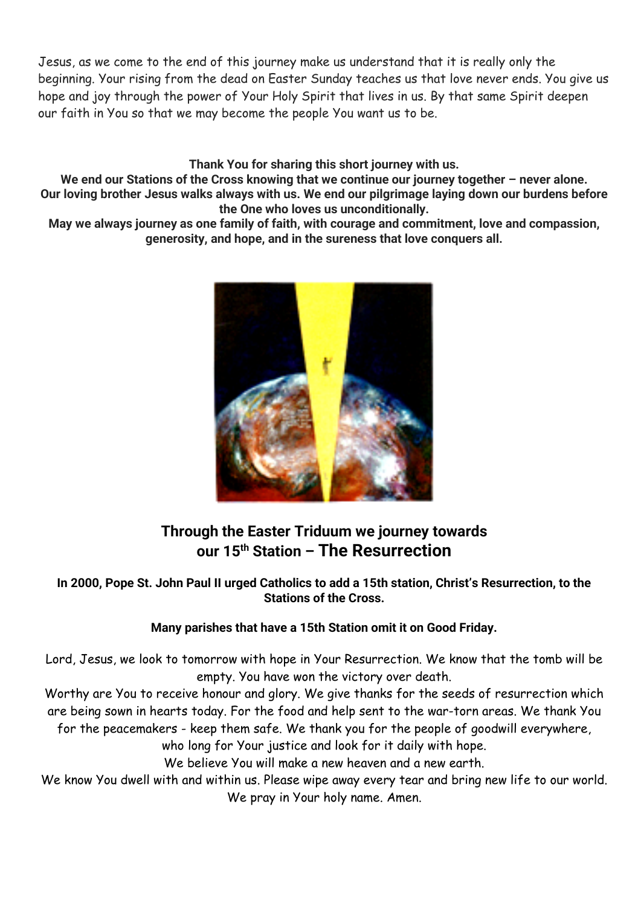Jesus, as we come to the end of this journey make us understand that it is really only the beginning. Your rising from the dead on Easter Sunday teaches us that love never ends. You give us hope and joy through the power of Your Holy Spirit that lives in us. By that same Spirit deepen our faith in You so that we may become the people You want us to be.

**Thank You for sharing this short journey with us.**
**We end our Stations of the Cross knowing that we continue our journey together – never alone. Our loving brother Jesus walks always with us. We end our pilgrimage laying down our burdens before the One who loves us unconditionally.**
**May we always journey as one family of faith, with courage and commitment, love and compassion, generosity, and hope, and in the sureness that love conquers all.**

## Through the Easter Triduum we journey towards our 15th Station – The Resurrection

**In 2000, Pope St. John Paul II urged Catholics to add a 15th station, Christ's Resurrection, to the Stations of the Cross.**

**Many parishes that have a 15th Station omit it on Good Friday.**

Lord, Jesus, we look to tomorrow with hope in Your Resurrection. We know that the tomb will be empty. You have won the victory over death.
Worthy are You to receive honour and glory. We give thanks for the seeds of resurrection which are being sown in hearts today. For the food and help sent to the war-torn areas. We thank You for the peacemakers - keep them safe. We thank you for the people of goodwill everywhere, who long for Your justice and look for it daily with hope.
We believe You will make a new heaven and a new earth.
We know You dwell with and within us. Please wipe away every tear and bring new life to our world. We pray in Your holy name. Amen.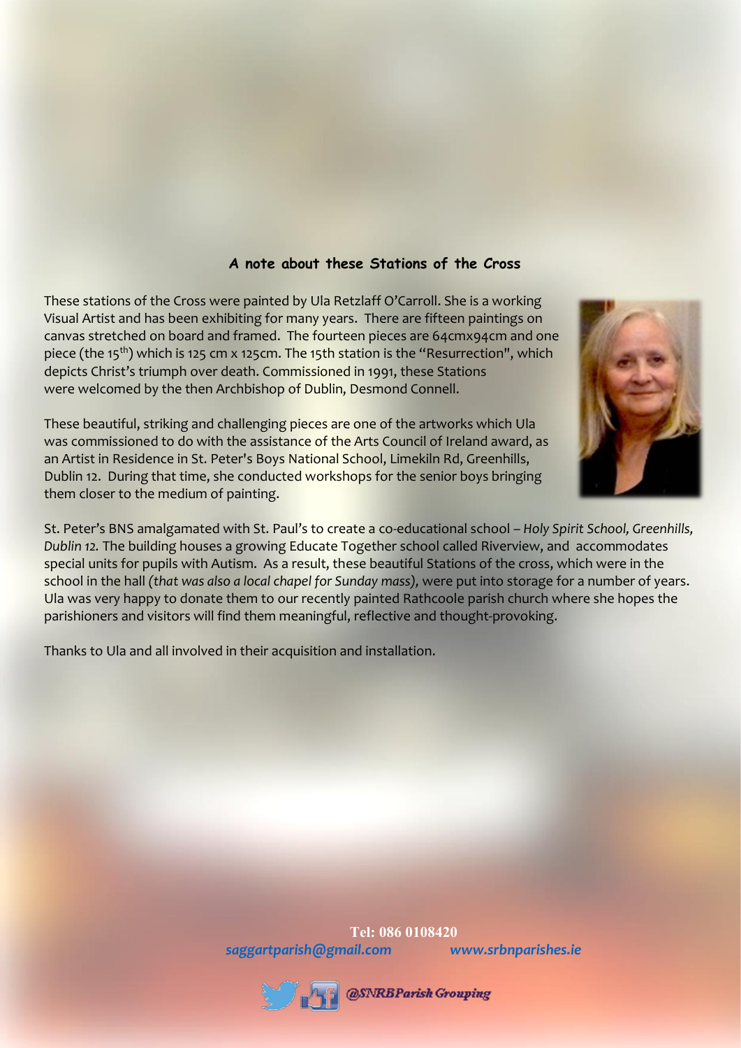### A note about these Stations of the Cross

These stations of the Cross were painted by Ula Retzlaff O'Carroll. She is a working Visual Artist and has been exhibiting for many years. There are fifteen paintings on canvas stretched on board and framed. The fourteen pieces are 64cmx94cm and one piece (the 15th) which is 125 cm x 125cm. The 15th station is the "Resurrection", which depicts Christ's triumph over death. Commissioned in 1991, these Stations were welcomed by the then Archbishop of Dublin, Desmond Connell.

These beautiful, striking and challenging pieces are one of the artworks which Ula was commissioned to do with the assistance of the Arts Council of Ireland award, as an Artist in Residence in St. Peter's Boys National School, Limekiln Rd, Greenhills, Dublin 12. During that time, she conducted workshops for the senior boys bringing them closer to the medium of painting.

St. Peter's BNS amalgamated with St. Paul's to create a co-educational school – *Holy Spirit School, Greenhills, Dublin 12.* The building houses a growing Educate Together school called Riverview, and accommodates special units for pupils with Autism. As a result, these beautiful Stations of the cross, which were in the school in the hall *(that was also a local chapel for Sunday mass)*, were put into storage for a number of years. Ula was very happy to donate them to our recently painted Rathcoole parish church where she hopes the parishioners and visitors will find them meaningful, reflective and thought-provoking.

Thanks to Ula and all involved in their acquisition and installation.

**Tel: 086 0108420**

*saggartparish@gmail.com* *www.srbnparishes.ie*

*@SNRBParish Grouping*